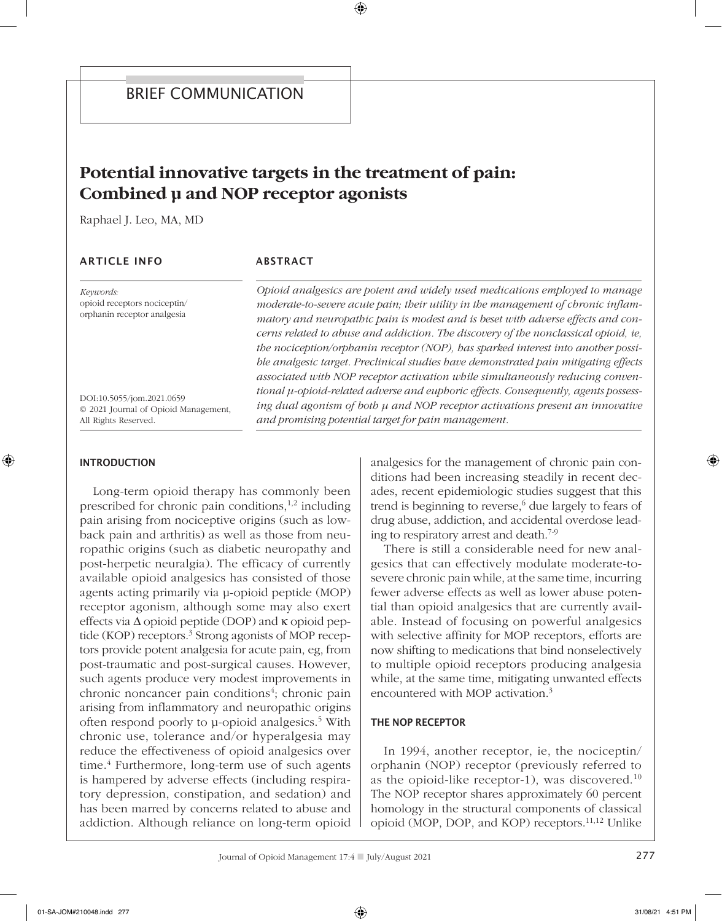BRIEF COMMUNICATION

# Potential innovative targets in the treatment of pain: Combined µ and NOP receptor agonists

Raphael J. Leo, MA, MD

**ARTICLE INFO**

*Keywords:*
opioid receptors nociceptin/orphanin receptor analgesia

DOI:10.5055/jom.2021.0659
© 2021 Journal of Opioid Management, All Rights Reserved.

**ABSTRACT**

*Opioid analgesics are potent and widely used medications employed to manage moderate-to-severe acute pain; their utility in the management of chronic inflammatory and neuropathic pain is modest and is beset with adverse effects and concerns related to abuse and addiction. The discovery of the nonclassical opioid, ie, the nociception/orphanin receptor (NOP), has sparked interest into another possible analgesic target. Preclinical studies have demonstrated pain mitigating effects associated with NOP receptor activation while simultaneously reducing conventional µ-opioid-related adverse and euphoric effects. Consequently, agents possessing dual agonism of both µ and NOP receptor activations present an innovative and promising potential target for pain management.*

## INTRODUCTION

Long-term opioid therapy has commonly been prescribed for chronic pain conditions,[1,2] including pain arising from nociceptive origins (such as low-back pain and arthritis) as well as those from neuropathic origins (such as diabetic neuropathy and post-herpetic neuralgia). The efficacy of currently available opioid analgesics has consisted of those agents acting primarily via µ-opioid peptide (MOP) receptor agonism, although some may also exert effects via Δ opioid peptide (DOP) and κ opioid peptide (KOP) receptors.[3] Strong agonists of MOP receptors provide potent analgesia for acute pain, eg, from post-traumatic and post-surgical causes. However, such agents produce very modest improvements in chronic noncancer pain conditions[4]; chronic pain arising from inflammatory and neuropathic origins often respond poorly to µ-opioid analgesics.[5] With chronic use, tolerance and/or hyperalgesia may reduce the effectiveness of opioid analgesics over time.[4] Furthermore, long-term use of such agents is hampered by adverse effects (including respiratory depression, constipation, and sedation) and has been marred by concerns related to abuse and addiction. Although reliance on long-term opioid analgesics for the management of chronic pain conditions had been increasing steadily in recent decades, recent epidemiologic studies suggest that this trend is beginning to reverse,[6] due largely to fears of drug abuse, addiction, and accidental overdose leading to respiratory arrest and death.[7-9]

There is still a considerable need for new analgesics that can effectively modulate moderate-to-severe chronic pain while, at the same time, incurring fewer adverse effects as well as lower abuse potential than opioid analgesics that are currently available. Instead of focusing on powerful analgesics with selective affinity for MOP receptors, efforts are now shifting to medications that bind nonselectively to multiple opioid receptors producing analgesia while, at the same time, mitigating unwanted effects encountered with MOP activation.[3]

## THE NOP RECEPTOR

In 1994, another receptor, ie, the nociceptin/orphanin (NOP) receptor (previously referred to as the opioid-like receptor-1), was discovered.[10] The NOP receptor shares approximately 60 percent homology in the structural components of classical opioid (MOP, DOP, and KOP) receptors.[11,12] Unlike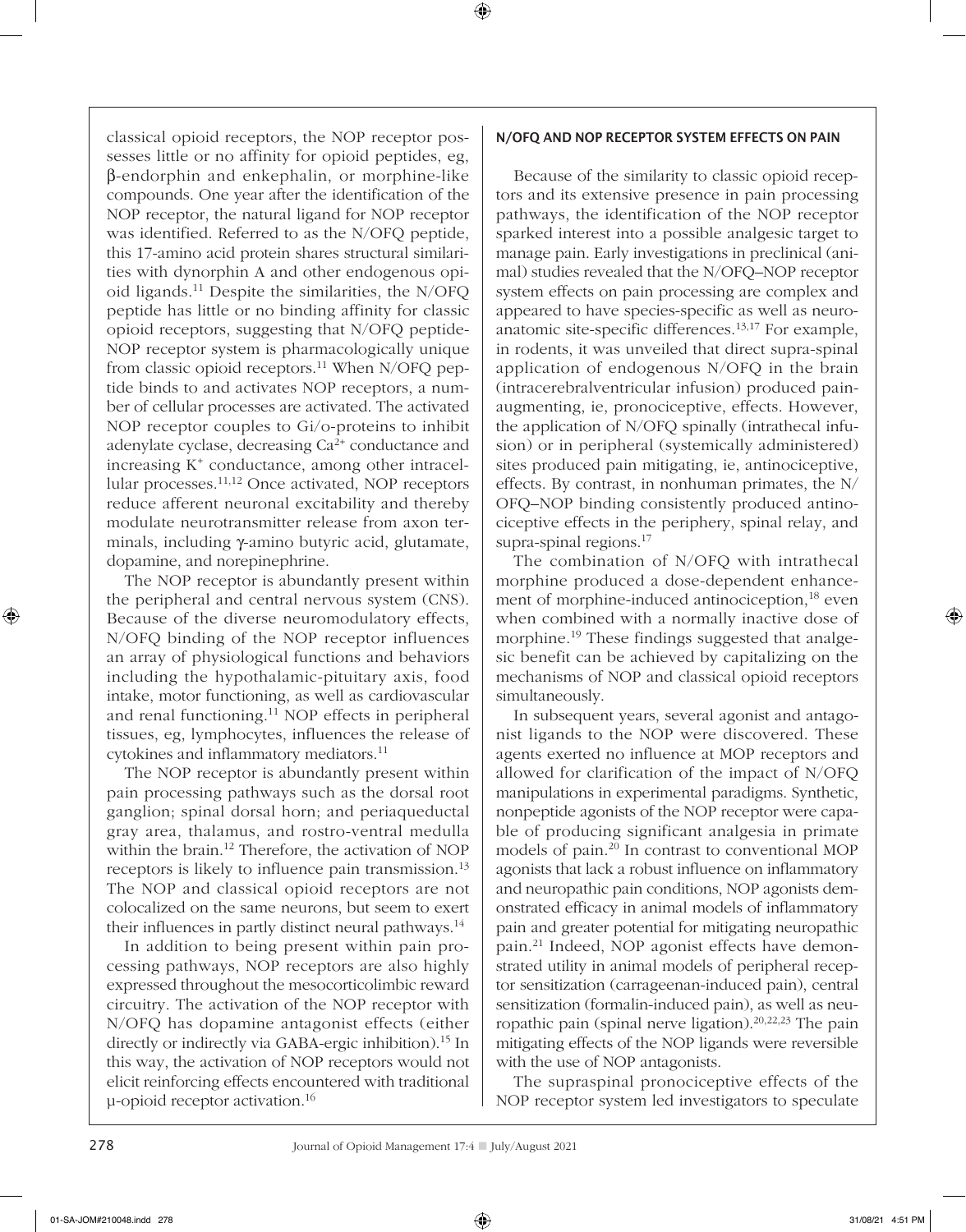classical opioid receptors, the NOP receptor possesses little or no affinity for opioid peptides, eg, β-endorphin and enkephalin, or morphine-like compounds. One year after the identification of the NOP receptor, the natural ligand for NOP receptor was identified. Referred to as the N/OFQ peptide, this 17-amino acid protein shares structural similarities with dynorphin A and other endogenous opioid ligands.[11] Despite the similarities, the N/OFQ peptide has little or no binding affinity for classic opioid receptors, suggesting that N/OFQ peptide-NOP receptor system is pharmacologically unique from classic opioid receptors.[11] When N/OFQ peptide binds to and activates NOP receptors, a number of cellular processes are activated. The activated NOP receptor couples to Gi/o-proteins to inhibit adenylate cyclase, decreasing $Ca^{2+}$ conductance and increasing $K^{+}$ conductance, among other intracellular processes.[11,12] Once activated, NOP receptors reduce afferent neuronal excitability and thereby modulate neurotransmitter release from axon terminals, including γ-amino butyric acid, glutamate, dopamine, and norepinephrine.

The NOP receptor is abundantly present within the peripheral and central nervous system (CNS). Because of the diverse neuromodulatory effects, N/OFQ binding of the NOP receptor influences an array of physiological functions and behaviors including the hypothalamic-pituitary axis, food intake, motor functioning, as well as cardiovascular and renal functioning.[11] NOP effects in peripheral tissues, eg, lymphocytes, influences the release of cytokines and inflammatory mediators.[11]

The NOP receptor is abundantly present within pain processing pathways such as the dorsal root ganglion; spinal dorsal horn; and periaqueductal gray area, thalamus, and rostro-ventral medulla within the brain.[12] Therefore, the activation of NOP receptors is likely to influence pain transmission.[13] The NOP and classical opioid receptors are not colocalized on the same neurons, but seem to exert their influences in partly distinct neural pathways.[14]

In addition to being present within pain processing pathways, NOP receptors are also highly expressed throughout the mesocorticolimbic reward circuitry. The activation of the NOP receptor with N/OFQ has dopamine antagonist effects (either directly or indirectly via GABA-ergic inhibition).[15] In this way, the activation of NOP receptors would not elicit reinforcing effects encountered with traditional μ-opioid receptor activation.[16]

## N/OFQ AND NOP RECEPTOR SYSTEM EFFECTS ON PAIN

Because of the similarity to classic opioid receptors and its extensive presence in pain processing pathways, the identification of the NOP receptor sparked interest into a possible analgesic target to manage pain. Early investigations in preclinical (animal) studies revealed that the N/OFQ–NOP receptor system effects on pain processing are complex and appeared to have species-specific as well as neuroanatomic site-specific differences.[13,17] For example, in rodents, it was unveiled that direct supra-spinal application of endogenous N/OFQ in the brain (intracerebralventricular infusion) produced pain-augmenting, ie, pronociceptive, effects. However, the application of N/OFQ spinally (intrathecal infusion) or in peripheral (systemically administered) sites produced pain mitigating, ie, antinociceptive, effects. By contrast, in nonhuman primates, the N/OFQ–NOP binding consistently produced antinociceptive effects in the periphery, spinal relay, and supra-spinal regions.[17]

The combination of N/OFQ with intrathecal morphine produced a dose-dependent enhancement of morphine-induced antinociception,[18] even when combined with a normally inactive dose of morphine.[19] These findings suggested that analgesic benefit can be achieved by capitalizing on the mechanisms of NOP and classical opioid receptors simultaneously.

In subsequent years, several agonist and antagonist ligands to the NOP were discovered. These agents exerted no influence at MOP receptors and allowed for clarification of the impact of N/OFQ manipulations in experimental paradigms. Synthetic, nonpeptide agonists of the NOP receptor were capable of producing significant analgesia in primate models of pain.[20] In contrast to conventional MOP agonists that lack a robust influence on inflammatory and neuropathic pain conditions, NOP agonists demonstrated efficacy in animal models of inflammatory pain and greater potential for mitigating neuropathic pain.[21] Indeed, NOP agonist effects have demonstrated utility in animal models of peripheral receptor sensitization (carrageenan-induced pain), central sensitization (formalin-induced pain), as well as neuropathic pain (spinal nerve ligation).[20,22,23] The pain mitigating effects of the NOP ligands were reversible with the use of NOP antagonists.

The supraspinal pronociceptive effects of the NOP receptor system led investigators to speculate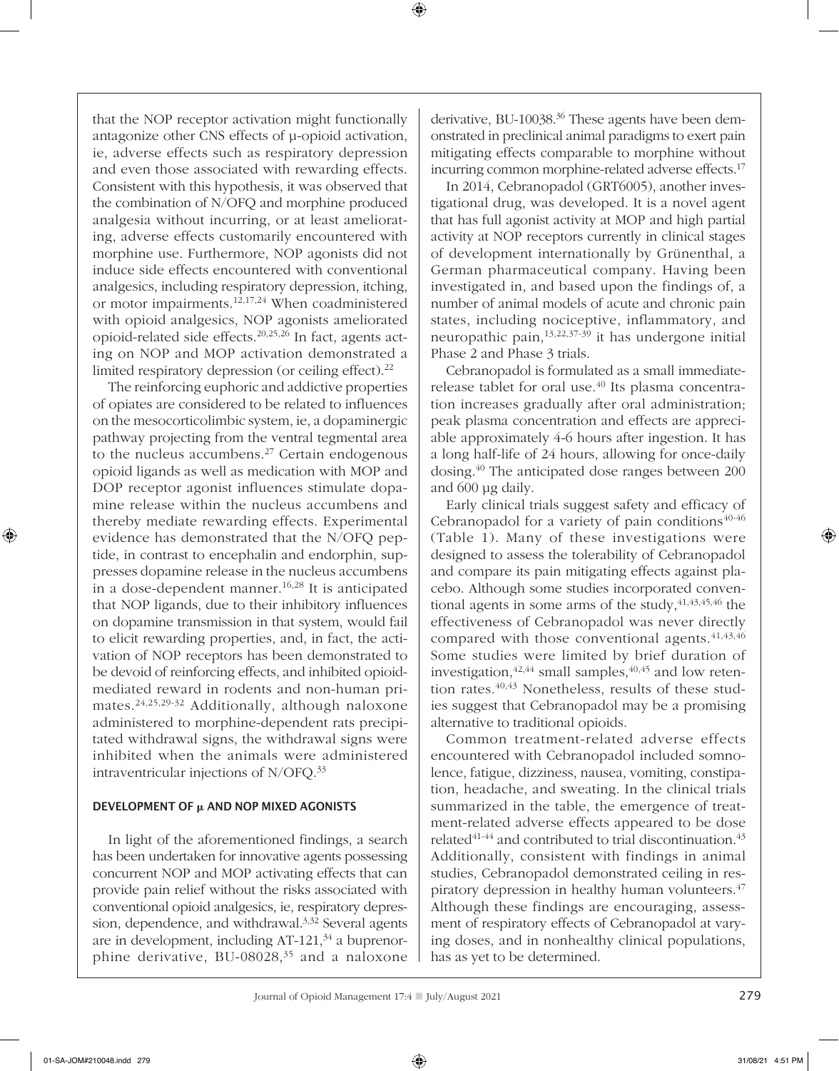that the NOP receptor activation might functionally antagonize other CNS effects of μ-opioid activation, ie, adverse effects such as respiratory depression and even those associated with rewarding effects. Consistent with this hypothesis, it was observed that the combination of N/OFQ and morphine produced analgesia without incurring, or at least ameliorating, adverse effects customarily encountered with morphine use. Furthermore, NOP agonists did not induce side effects encountered with conventional analgesics, including respiratory depression, itching, or motor impairments.[12,17,24] When coadministered with opioid analgesics, NOP agonists ameliorated opioid-related side effects.[20,25,26] In fact, agents acting on NOP and MOP activation demonstrated a limited respiratory depression (or ceiling effect).[22]

The reinforcing euphoric and addictive properties of opiates are considered to be related to influences on the mesocorticolimbic system, ie, a dopaminergic pathway projecting from the ventral tegmental area to the nucleus accumbens.[27] Certain endogenous opioid ligands as well as medication with MOP and DOP receptor agonist influences stimulate dopamine release within the nucleus accumbens and thereby mediate rewarding effects. Experimental evidence has demonstrated that the N/OFQ peptide, in contrast to encephalin and endorphin, suppresses dopamine release in the nucleus accumbens in a dose-dependent manner.[16,28] It is anticipated that NOP ligands, due to their inhibitory influences on dopamine transmission in that system, would fail to elicit rewarding properties, and, in fact, the activation of NOP receptors has been demonstrated to be devoid of reinforcing effects, and inhibited opioid-mediated reward in rodents and non-human primates.[24,25,29-32] Additionally, although naloxone administered to morphine-dependent rats precipitated withdrawal signs, the withdrawal signs were inhibited when the animals were administered intraventricular injections of N/OFQ.[33]

## DEVELOPMENT OF μ AND NOP MIXED AGONISTS

In light of the aforementioned findings, a search has been undertaken for innovative agents possessing concurrent NOP and MOP activating effects that can provide pain relief without the risks associated with conventional opioid analgesics, ie, respiratory depression, dependence, and withdrawal.[3,32] Several agents are in development, including AT-121,[34] a buprenorphine derivative, BU-08028,[35] and a naloxone derivative, BU-10038.[36] These agents have been demonstrated in preclinical animal paradigms to exert pain mitigating effects comparable to morphine without incurring common morphine-related adverse effects.[17]

In 2014, Cebranopadol (GRT6005), another investigational drug, was developed. It is a novel agent that has full agonist activity at MOP and high partial activity at NOP receptors currently in clinical stages of development internationally by Grünenthal, a German pharmaceutical company. Having been investigated in, and based upon the findings of, a number of animal models of acute and chronic pain states, including nociceptive, inflammatory, and neuropathic pain,[13,22,37-39] it has undergone initial Phase 2 and Phase 3 trials.

Cebranopadol is formulated as a small immediate-release tablet for oral use.[40] Its plasma concentration increases gradually after oral administration; peak plasma concentration and effects are appreciable approximately 4-6 hours after ingestion. It has a long half-life of 24 hours, allowing for once-daily dosing.[40] The anticipated dose ranges between 200 and 600 μg daily.

Early clinical trials suggest safety and efficacy of Cebranopadol for a variety of pain conditions[40-46] (Table 1). Many of these investigations were designed to assess the tolerability of Cebranopadol and compare its pain mitigating effects against placebo. Although some studies incorporated conventional agents in some arms of the study,[41,43,45,46] the effectiveness of Cebranopadol was never directly compared with those conventional agents.[41,43,46] Some studies were limited by brief duration of investigation,[42,44] small samples,[40,45] and low retention rates.[40,43] Nonetheless, results of these studies suggest that Cebranopadol may be a promising alternative to traditional opioids.

Common treatment-related adverse effects encountered with Cebranopadol included somnolence, fatigue, dizziness, nausea, vomiting, constipation, headache, and sweating. In the clinical trials summarized in the table, the emergence of treatment-related adverse effects appeared to be dose related[41-44] and contributed to trial discontinuation.[43] Additionally, consistent with findings in animal studies, Cebranopadol demonstrated ceiling in respiratory depression in healthy human volunteers.[47] Although these findings are encouraging, assessment of respiratory effects of Cebranopadol at varying doses, and in nonhealthy clinical populations, has as yet to be determined.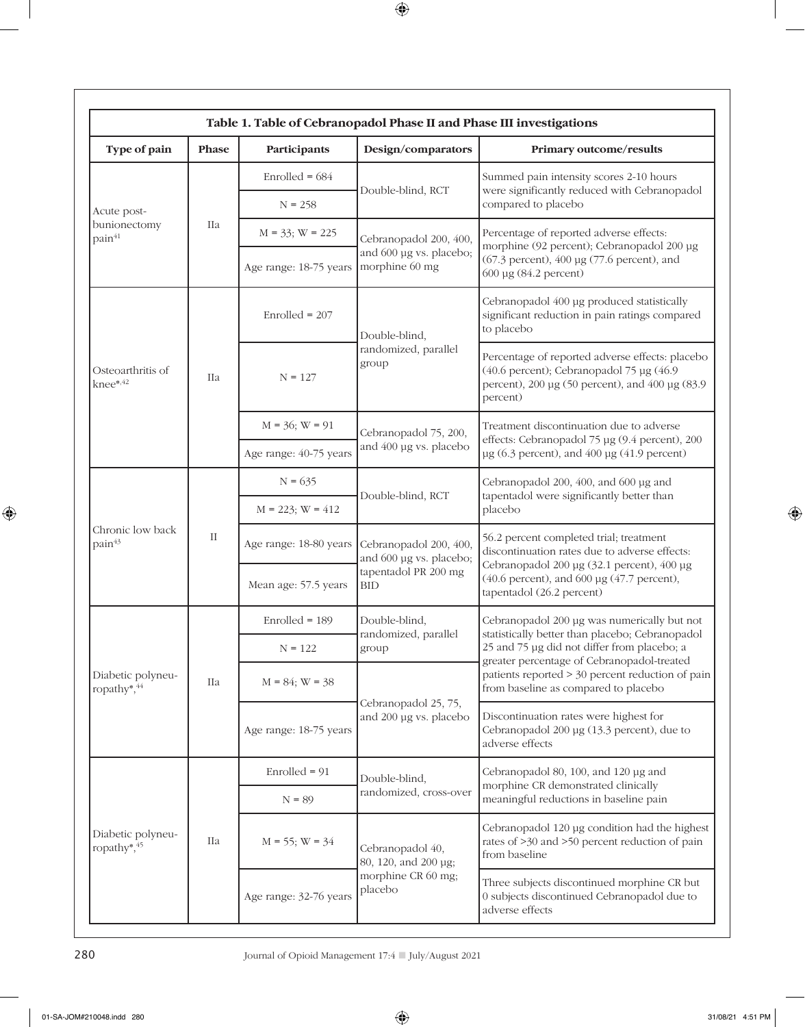**Table 1. Table of Cebranopadol Phase II and Phase III investigations**

| Type of pain | Phase | Participants | Design/comparators | Primary outcome/results |
|---|---|---|---|---|
| Acute post-bunionectomy pain[41] | IIa | Enrolled = 684 | Double-blind, RCT | Summed pain intensity scores 2-10 hours were significantly reduced with Cebranopadol compared to placebo |
| | | N = 258 | | |
| | | M = 33; W = 225 | Cebranopadol 200, 400, and 600 μg vs. placebo; morphine 60 mg | Percentage of reported adverse effects: morphine (92 percent); Cebranopadol 200 μg (67.3 percent), 400 μg (77.6 percent), and 600 μg (84.2 percent) |
| | | Age range: 18-75 years | | |
| Osteoarthritis of knee*,[42] | IIa | Enrolled = 207 | Double-blind, randomized, parallel group | Cebranopadol 400 μg produced statistically significant reduction in pain ratings compared to placebo |
| | | N = 127 | | Percentage of reported adverse effects: placebo (40.6 percent); Cebranopadol 75 μg (46.9 percent), 200 μg (50 percent), and 400 μg (83.9 percent) |
| | | M = 36; W = 91 | Cebranopadol 75, 200, and 400 μg vs. placebo | Treatment discontinuation due to adverse effects: Cebranopadol 75 μg (9.4 percent), 200 μg (6.3 percent), and 400 μg (41.9 percent) |
| | | Age range: 40-75 years | | |
| Chronic low back pain[43] | II | N = 635 | Double-blind, RCT | Cebranopadol 200, 400, and 600 μg and tapentadol were significantly better than placebo |
| | | M = 223; W = 412 | | |
| | | Age range: 18-80 years | Cebranopadol 200, 400, and 600 μg vs. placebo; tapentadol PR 200 mg BID | 56.2 percent completed trial; treatment discontinuation rates due to adverse effects: Cebranopadol 200 μg (32.1 percent), 400 μg (40.6 percent), and 600 μg (47.7 percent), tapentadol (26.2 percent) |
| | | Mean age: 57.5 years | | |
| Diabetic polyneuropathy*,[44] | IIa | Enrolled = 189 | Double-blind, randomized, parallel group | Cebranopadol 200 μg was numerically but not statistically better than placebo; Cebranopadol 25 and 75 μg did not differ from placebo; a greater percentage of Cebranopadol-treated patients reported > 30 percent reduction of pain from baseline as compared to placebo |
| | | N = 122 | | |
| | | M = 84; W = 38 | Cebranopadol 25, 75, and 200 μg vs. placebo | |
| | | Age range: 18-75 years | | Discontinuation rates were highest for Cebranopadol 200 μg (13.3 percent), due to adverse effects |
| Diabetic polyneuropathy*,[45] | IIa | Enrolled = 91 | Double-blind, randomized, cross-over | Cebranopadol 80, 100, and 120 μg and morphine CR demonstrated clinically meaningful reductions in baseline pain |
| | | N = 89 | | |
| | | M = 55; W = 34 | Cebranopadol 40, 80, 120, and 200 μg; morphine CR 60 mg; placebo | Cebranopadol 120 μg condition had the highest rates of >30 and >50 percent reduction of pain from baseline |
| | | Age range: 32-76 years | | Three subjects discontinued morphine CR but 0 subjects discontinued Cebranopadol due to adverse effects |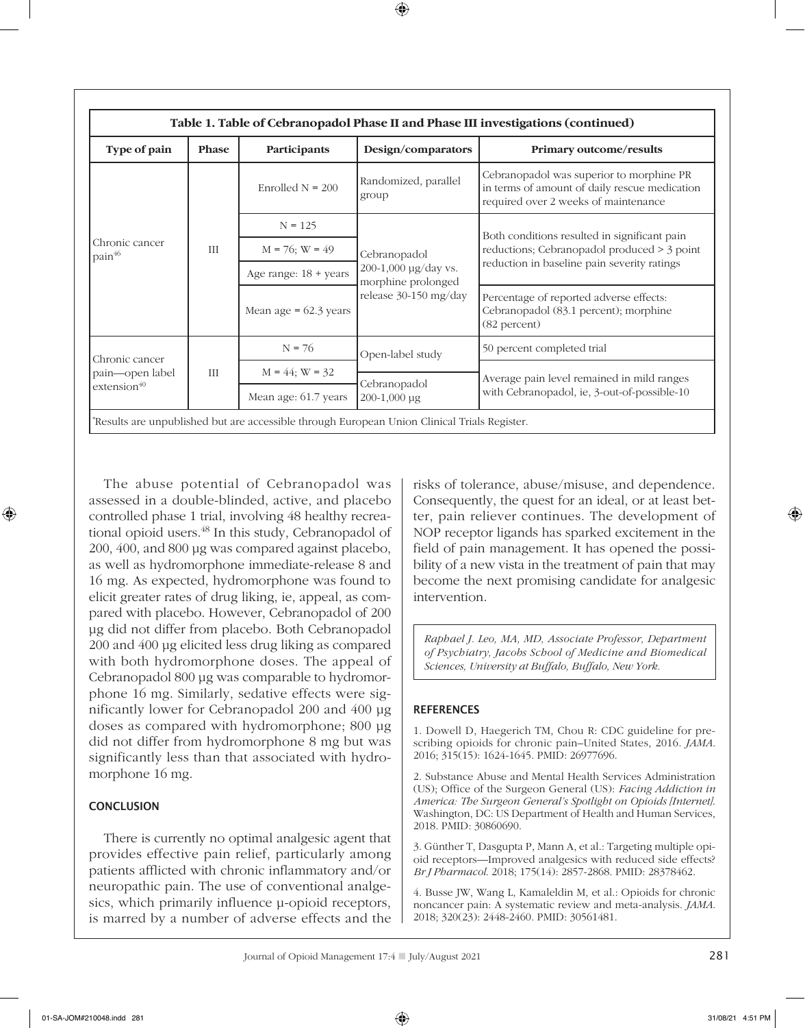**Table 1. Table of Cebranopadol Phase II and Phase III investigations (continued)**

| Type of pain | Phase | Participants | Design/comparators | Primary outcome/results |
|---|---|---|---|---|
| Chronic cancer pain[46] | III | Enrolled N = 200 | Randomized, parallel group | Cebranopadol was superior to morphine PR in terms of amount of daily rescue medication required over 2 weeks of maintenance |
| | | N = 125 | Cebranopadol 200-1,000 μg/day vs. morphine prolonged release 30-150 mg/day | Both conditions resulted in significant pain reductions; Cebranopadol produced > 3 point reduction in baseline pain severity ratings |
| | | M = 76; W = 49 | | |
| | | Age range: 18 + years | | |
| | | Mean age = 62.3 years | | Percentage of reported adverse effects: Cebranopadol (83.1 percent); morphine (82 percent) |
| Chronic cancer pain—open label extension[40] | III | N = 76 | Open-label study | 50 percent completed trial |
| | | M = 44; W = 32 | Cebranopadol 200-1,000 μg | Average pain level remained in mild ranges with Cebranopadol, ie, 3-out-of-possible-10 |
| | | Mean age: 61.7 years | | |

*Results are unpublished but are accessible through European Union Clinical Trials Register.

The abuse potential of Cebranopadol was assessed in a double-blinded, active, and placebo controlled phase 1 trial, involving 48 healthy recreational opioid users.[48] In this study, Cebranopadol of 200, 400, and 800 μg was compared against placebo, as well as hydromorphone immediate-release 8 and 16 mg. As expected, hydromorphone was found to elicit greater rates of drug liking, ie, appeal, as compared with placebo. However, Cebranopadol of 200 μg did not differ from placebo. Both Cebranopadol 200 and 400 μg elicited less drug liking as compared with both hydromorphone doses. The appeal of Cebranopadol 800 μg was comparable to hydromorphone 16 mg. Similarly, sedative effects were significantly lower for Cebranopadol 200 and 400 μg doses as compared with hydromorphone; 800 μg did not differ from hydromorphone 8 mg but was significantly less than that associated with hydromorphone 16 mg.

## CONCLUSION

There is currently no optimal analgesic agent that provides effective pain relief, particularly among patients afflicted with chronic inflammatory and/or neuropathic pain. The use of conventional analgesics, which primarily influence μ-opioid receptors, is marred by a number of adverse effects and the risks of tolerance, abuse/misuse, and dependence. Consequently, the quest for an ideal, or at least better, pain reliever continues. The development of NOP receptor ligands has sparked excitement in the field of pain management. It has opened the possibility of a new vista in the treatment of pain that may become the next promising candidate for analgesic intervention.

*Raphael J. Leo, MA, MD, Associate Professor, Department of Psychiatry, Jacobs School of Medicine and Biomedical Sciences, University at Buffalo, Buffalo, New York.*

## REFERENCES

1. Dowell D, Haegerich TM, Chou R: CDC guideline for prescribing opioids for chronic pain–United States, 2016. *JAMA*. 2016; 315(15): 1624-1645. PMID: 26977696.

2. Substance Abuse and Mental Health Services Administration (US); Office of the Surgeon General (US): *Facing Addiction in America: The Surgeon General's Spotlight on Opioids [Internet]*. Washington, DC: US Department of Health and Human Services, 2018. PMID: 30860690.

3. Günther T, Dasgupta P, Mann A, et al.: Targeting multiple opioid receptors—Improved analgesics with reduced side effects? *Br J Pharmacol*. 2018; 175(14): 2857-2868. PMID: 28378462.

4. Busse JW, Wang L, Kamaleldin M, et al.: Opioids for chronic noncancer pain: A systematic review and meta-analysis. *JAMA*. 2018; 320(23): 2448-2460. PMID: 30561481.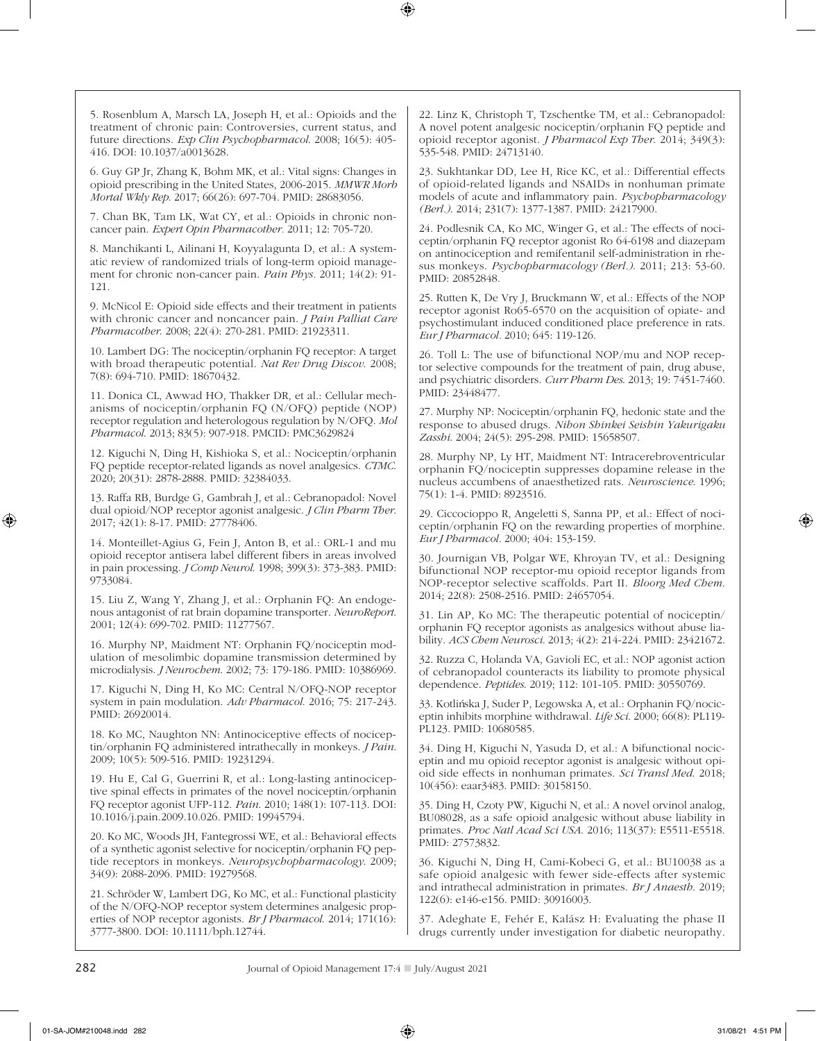5. Rosenblum A, Marsch LA, Joseph H, et al.: Opioids and the treatment of chronic pain: Controversies, current status, and future directions. *Exp Clin Psychopharmacol.* 2008; 16(5): 405-416. DOI: 10.1037/a0013628.

6. Guy GP Jr, Zhang K, Bohm MK, et al.: Vital signs: Changes in opioid prescribing in the United States, 2006-2015. *MMWR Morb Mortal Wkly Rep.* 2017; 66(26): 697-704. PMID: 28683056.

7. Chan BK, Tam LK, Wat CY, et al.: Opioids in chronic non-cancer pain. *Expert Opin Pharmacother.* 2011; 12: 705-720.

8. Manchikanti L, Ailinani H, Koyyalagunta D, et al.: A systematic review of randomized trials of long-term opioid management for chronic non-cancer pain. *Pain Phys.* 2011; 14(2): 91-121.

9. McNicol E: Opioid side effects and their treatment in patients with chronic cancer and noncancer pain. *J Pain Palliat Care Pharmacother.* 2008; 22(4): 270-281. PMID: 21923311.

10. Lambert DG: The nociceptin/orphanin FQ receptor: A target with broad therapeutic potential. *Nat Rev Drug Discov.* 2008; 7(8): 694-710. PMID: 18670432.

11. Donica CL, Awwad HO, Thakker DR, et al.: Cellular mechanisms of nociceptin/orphanin FQ (N/OFQ) peptide (NOP) receptor regulation and heterologous regulation by N/OFQ. *Mol Pharmacol.* 2013; 83(5): 907-918. PMCID: PMC3629824

12. Kiguchi N, Ding H, Kishioka S, et al.: Nociceptin/orphanin FQ peptide receptor-related ligands as novel analgesics. *CTMC.* 2020; 20(31): 2878-2888. PMID: 32384033.

13. Raffa RB, Burdge G, Gambrah J, et al.: Cebranopadol: Novel dual opioid/NOP receptor agonist analgesic. *J Clin Pharm Ther.* 2017; 42(1): 8-17. PMID: 27778406.

14. Monteillet-Agius G, Fein J, Anton B, et al.: ORL-1 and mu opioid receptor antisera label different fibers in areas involved in pain processing. *J Comp Neurol.* 1998; 399(3): 373-383. PMID: 9733084.

15. Liu Z, Wang Y, Zhang J, et al.: Orphanin FQ: An endogenous antagonist of rat brain dopamine transporter. *NeuroReport.* 2001; 12(4): 699-702. PMID: 11277567.

16. Murphy NP, Maidment NT: Orphanin FQ/nociceptin modulation of mesolimbic dopamine transmission determined by microdialysis. *J Neurochem.* 2002; 73: 179-186. PMID: 10386969.

17. Kiguchi N, Ding H, Ko MC: Central N/OFQ-NOP receptor system in pain modulation. *Adv Pharmacol.* 2016; 75: 217-243. PMID: 26920014.

18. Ko MC, Naughton NN: Antinociceptive effects of nociceptin/orphanin FQ administered intrathecally in monkeys. *J Pain.* 2009; 10(5): 509-516. PMID: 19231294.

19. Hu E, Cal G, Guerrini R, et al.: Long-lasting antinociceptive spinal effects in primates of the novel nociceptin/orphanin FQ receptor agonist UFP-112. *Pain.* 2010; 148(1): 107-113. DOI: 10.1016/j.pain.2009.10.026. PMID: 19945794.

20. Ko MC, Woods JH, Fantegrossi WE, et al.: Behavioral effects of a synthetic agonist selective for nociceptin/orphanin FQ peptide receptors in monkeys. *Neuropsychopharmacology.* 2009; 34(9): 2088-2096. PMID: 19279568.

21. Schröder W, Lambert DG, Ko MC, et al.: Functional plasticity of the N/OFQ-NOP receptor system determines analgesic properties of NOP receptor agonists. *Br J Pharmacol.* 2014; 171(16): 3777-3800. DOI: 10.1111/bph.12744.

22. Linz K, Christoph T, Tzschentke TM, et al.: Cebranopadol: A novel potent analgesic nociceptin/orphanin FQ peptide and opioid receptor agonist. *J Pharmacol Exp Ther.* 2014; 349(3): 535-548. PMID: 24713140.

23. Sukhtankar DD, Lee H, Rice KC, et al.: Differential effects of opioid-related ligands and NSAIDs in nonhuman primate models of acute and inflammatory pain. *Psychopharmacology (Berl.).* 2014; 231(7): 1377-1387. PMID: 24217900.

24. Podlesnik CA, Ko MC, Winger G, et al.: The effects of nociceptin/orphanin FQ receptor agonist Ro 64-6198 and diazepam on antinociception and remifentanil self-administration in rhesus monkeys. *Psychopharmacology (Berl.).* 2011; 213: 53-60. PMID: 20852848.

25. Rutten K, De Vry J, Bruckmann W, et al.: Effects of the NOP receptor agonist Ro65-6570 on the acquisition of opiate- and psychostimulant induced conditioned place preference in rats. *Eur J Pharmacol.* 2010; 645: 119-126.

26. Toll L: The use of bifunctional NOP/mu and NOP receptor selective compounds for the treatment of pain, drug abuse, and psychiatric disorders. *Curr Pharm Des.* 2013; 19: 7451-7460. PMID: 23448477.

27. Murphy NP: Nociceptin/orphanin FQ, hedonic state and the response to abused drugs. *Nihon Shinkei Seishin Yakurigaku Zasshi.* 2004; 24(5): 295-298. PMID: 15658507.

28. Murphy NP, Ly HT, Maidment NT: Intracerebroventricular orphanin FQ/nociceptin suppresses dopamine release in the nucleus accumbens of anaesthetized rats. *Neuroscience.* 1996; 75(1): 1-4. PMID: 8923516.

29. Ciccocioppo R, Angeletti S, Sanna PP, et al.: Effect of nociceptin/orphanin FQ on the rewarding properties of morphine. *Eur J Pharmacol.* 2000; 404: 153-159.

30. Journigan VB, Polgar WE, Khroyan TV, et al.: Designing bifunctional NOP receptor-mu opioid receptor ligands from NOP-receptor selective scaffolds. Part II. *Bioorg Med Chem.* 2014; 22(8): 2508-2516. PMID: 24657054.

31. Lin AP, Ko MC: The therapeutic potential of nociceptin/orphanin FQ receptor agonists as analgesics without abuse liability. *ACS Chem Neurosci.* 2013; 4(2): 214-224. PMID: 23421672.

32. Ruzza C, Holanda VA, Gavioli EC, et al.: NOP agonist action of cebranopadol counteracts its liability to promote physical dependence. *Peptides.* 2019; 112: 101-105. PMID: 30550769.

33. Kotlińska J, Suder P, Legowska A, et al.: Orphanin FQ/nociceptin inhibits morphine withdrawal. *Life Sci.* 2000; 66(8): PL119-PL123. PMID: 10680585.

34. Ding H, Kiguchi N, Yasuda D, et al.: A bifunctional nociceptin and mu opioid receptor agonist is analgesic without opioid side effects in nonhuman primates. *Sci Transl Med.* 2018; 10(456): eaar3483. PMID: 30158150.

35. Ding H, Czoty PW, Kiguchi N, et al.: A novel orvinol analog, BU08028, as a safe opioid analgesic without abuse liability in primates. *Proc Natl Acad Sci USA.* 2016; 113(37): E5511-E5518. PMID: 27573832.

36. Kiguchi N, Ding H, Cami-Kobeci G, et al.: BU10038 as a safe opioid analgesic with fewer side-effects after systemic and intrathecal administration in primates. *Br J Anaesth.* 2019; 122(6): e146-e156. PMID: 30916003.

37. Adeghate E, Fehér E, Kalász H: Evaluating the phase II drugs currently under investigation for diabetic neuropathy.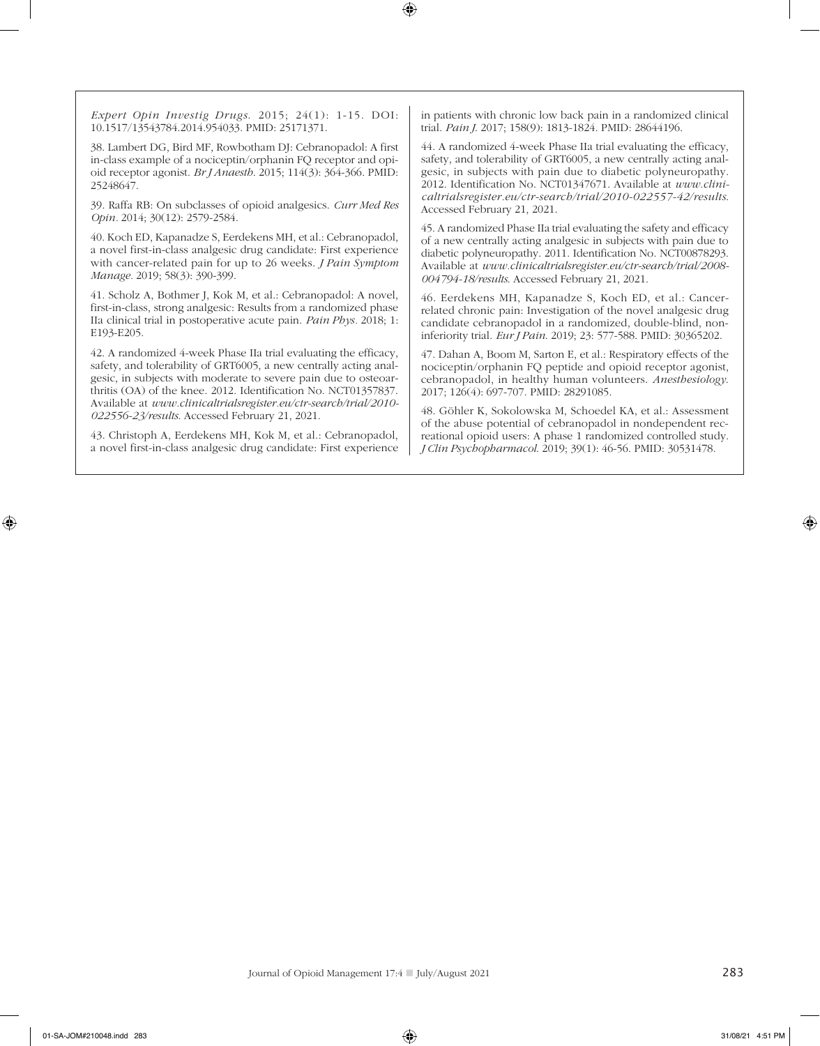*Expert Opin Investig Drugs*. 2015; 24(1): 1-15. DOI: 10.1517/13543784.2014.954033. PMID: 25171371.

38. Lambert DG, Bird MF, Rowbotham DJ: Cebranopadol: A first in-class example of a nociceptin/orphanin FQ receptor and opioid receptor agonist. *Br J Anaesth*. 2015; 114(3): 364-366. PMID: 25248647.

39. Raffa RB: On subclasses of opioid analgesics. *Curr Med Res Opin*. 2014; 30(12): 2579-2584.

40. Koch ED, Kapanadze S, Eerdekens MH, et al.: Cebranopadol, a novel first-in-class analgesic drug candidate: First experience with cancer-related pain for up to 26 weeks. *J Pain Symptom Manage*. 2019; 58(3): 390-399.

41. Scholz A, Bothmer J, Kok M, et al.: Cebranopadol: A novel, first-in-class, strong analgesic: Results from a randomized phase IIa clinical trial in postoperative acute pain. *Pain Phys*. 2018; 1: E193-E205.

42. A randomized 4-week Phase IIa trial evaluating the efficacy, safety, and tolerability of GRT6005, a new centrally acting analgesic, in subjects with moderate to severe pain due to osteoarthritis (OA) of the knee. 2012. Identification No. NCT01357837. Available at *www.clinicaltrialsregister.eu/ctr-search/trial/2010-022556-23/results*. Accessed February 21, 2021.

43. Christoph A, Eerdekens MH, Kok M, et al.: Cebranopadol, a novel first-in-class analgesic drug candidate: First experience in patients with chronic low back pain in a randomized clinical trial. *Pain J*. 2017; 158(9): 1813-1824. PMID: 28644196.

44. A randomized 4-week Phase IIa trial evaluating the efficacy, safety, and tolerability of GRT6005, a new centrally acting analgesic, in subjects with pain due to diabetic polyneuropathy. 2012. Identification No. NCT01347671. Available at *www.clinicaltrialsregister.eu/ctr-search/trial/2010-022557-42/results*. Accessed February 21, 2021.

45. A randomized Phase IIa trial evaluating the safety and efficacy of a new centrally acting analgesic in subjects with pain due to diabetic polyneuropathy. 2011. Identification No. NCT00878293. Available at *www.clinicaltrialsregister.eu/ctr-search/trial/2008-004794-18/results*. Accessed February 21, 2021.

46. Eerdekens MH, Kapanadze S, Koch ED, et al.: Cancer-related chronic pain: Investigation of the novel analgesic drug candidate cebranopadol in a randomized, double-blind, noninferiority trial. *Eur J Pain*. 2019; 23: 577-588. PMID: 30365202.

47. Dahan A, Boom M, Sarton E, et al.: Respiratory effects of the nociceptin/orphanin FQ peptide and opioid receptor agonist, cebranopadol, in healthy human volunteers. *Anesthesiology*. 2017; 126(4): 697-707. PMID: 28291085.

48. Göhler K, Sokolowska M, Schoedel KA, et al.: Assessment of the abuse potential of cebranopadol in nondependent recreational opioid users: A phase 1 randomized controlled study. *J Clin Psychopharmacol*. 2019; 39(1): 46-56. PMID: 30531478.